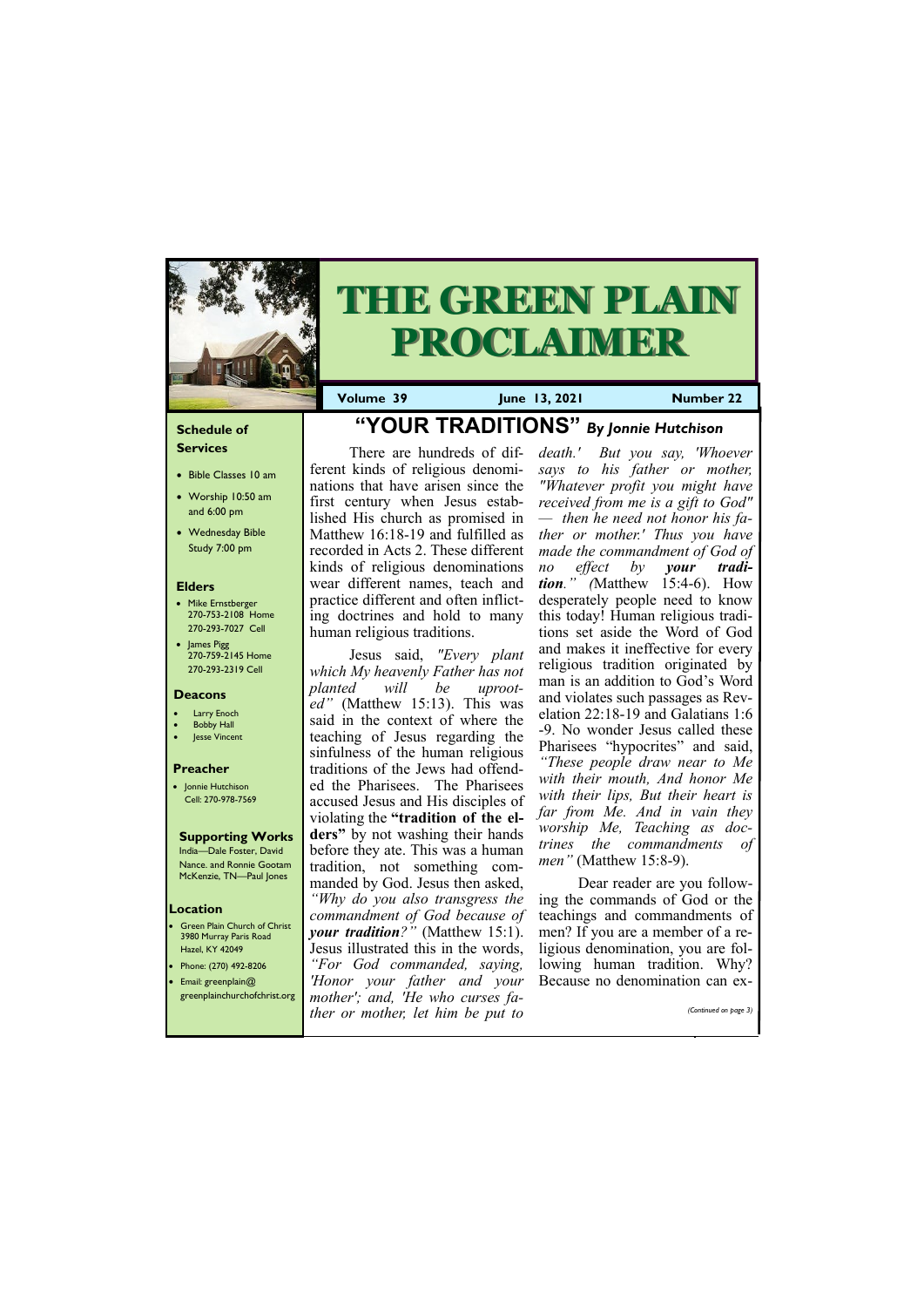# THE GREEN PLAIN PROCLAIMER

**Volume 39** | **June 13, 2021** | **Number 22**

## "YOUR TRADITIONS" *By Jonnie Hutchison*

There are hundreds of different kinds of religious denominations that have arisen since the first century when Jesus established His church as promised in Matthew 16:18-19 and fulfilled as recorded in Acts 2. These different kinds of religious denominations wear different names, teach and practice different and often inflicting doctrines and hold to many human religious traditions.

Jesus said, *"Every plant which My heavenly Father has not planted will be uprooted"* (Matthew 15:13). This was said in the context of where the teaching of Jesus regarding the sinfulness of the human religious traditions of the Jews had offended the Pharisees. The Pharisees accused Jesus and His disciples of violating the **"tradition of the elders"** by not washing their hands before they ate. This was a human tradition, not something commanded by God. Jesus then asked, *"Why do you also transgress the commandment of God because of **your tradition**?"* (Matthew 15:1). Jesus illustrated this in the words, *"For God commanded, saying, 'Honor your father and your mother'; and, 'He who curses father or mother, let him be put to death.' But you say, 'Whoever says to his father or mother, "Whatever profit you might have received from me is a gift to God" — then he need not honor his father or mother.' Thus you have made the commandment of God of no effect by **your tradition**." (*Matthew 15:4-6). How desperately people need to know this today! Human religious traditions set aside the Word of God and makes it ineffective for every religious tradition originated by man is an addition to God's Word and violates such passages as Revelation 22:18-19 and Galatians 1:6-9. No wonder Jesus called these Pharisees "hypocrites" and said, *"These people draw near to Me with their mouth, And honor Me with their lips, But their heart is far from Me. And in vain they worship Me, Teaching as doctrines the commandments of men"* (Matthew 15:8-9).

Dear reader are you following the commands of God or the teachings and commandments of men? If you are a member of a religious denomination, you are following human tradition. Why? Because no denomination can ex-

*(Continued on page 3)*

### Schedule of Services

- Bible Classes 10 am
- Worship 10:50 am and 6:00 pm
- Wednesday Bible Study 7:00 pm

### Elders

- Mike Ernstberger 270-753-2108 Home 270-293-7027 Cell
- James Pigg 270-759-2145 Home 270-293-2319 Cell

### Deacons

- Larry Enoch
- Bobby Hall
- Jesse Vincent

### Preacher

- Jonnie Hutchison Cell: 270-978-7569

### Supporting Works

India—Dale Foster, David Nance. and Ronnie Gootam
McKenzie, TN—Paul Jones

### Location

- Green Plain Church of Christ 3980 Murray Paris Road Hazel, KY 42049
- Phone: (270) 492-8206
- Email: greenplain@greenplainchurchofchrist.org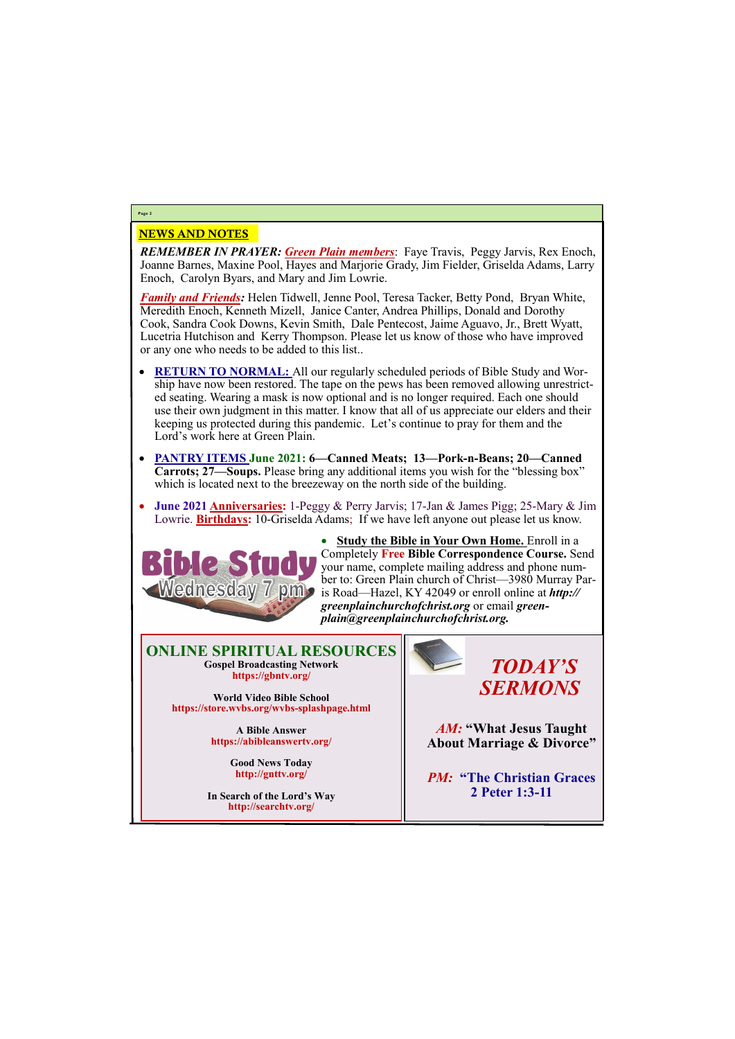## NEWS AND NOTES

***REMEMBER IN PRAYER:*** ***Green Plain members***: Faye Travis, Peggy Jarvis, Rex Enoch, Joanne Barnes, Maxine Pool, Hayes and Marjorie Grady, Jim Fielder, Griselda Adams, Larry Enoch, Carolyn Byars, and Mary and Jim Lowrie.

***Family and Friends:*** Helen Tidwell, Jenne Pool, Teresa Tacker, Betty Pond, Bryan White, Meredith Enoch, Kenneth Mizell, Janice Canter, Andrea Phillips, Donald and Dorothy Cook, Sandra Cook Downs, Kevin Smith, Dale Pentecost, Jaime Aguavo, Jr., Brett Wyatt, Lucetria Hutchison and Kerry Thompson. Please let us know of those who have improved or any one who needs to be added to this list..

- **RETURN TO NORMAL:** All our regularly scheduled periods of Bible Study and Worship have now been restored. The tape on the pews has been removed allowing unrestricted seating. Wearing a mask is now optional and is no longer required. Each one should use their own judgment in this matter. I know that all of us appreciate our elders and their keeping us protected during this pandemic. Let's continue to pray for them and the Lord's work here at Green Plain.
- **PANTRY ITEMS June 2021: 6—Canned Meats; 13—Pork-n-Beans; 20—Canned Carrots; 27—Soups.** Please bring any additional items you wish for the "blessing box" which is located next to the breezeway on the north side of the building.
- **June 2021 Anniversaries:** 1-Peggy & Perry Jarvis; 17-Jan & James Pigg; 25-Mary & Jim Lowrie. **Birthdays:** 10-Griselda Adams; If we have left anyone out please let us know.

**Bible Study**
Wednesday 7 pm

- **Study the Bible in Your Own Home.** Enroll in a Completely **Free Bible Correspondence Course.** Send your name, complete mailing address and phone number to: Green Plain church of Christ—3980 Murray Paris Road—Hazel, KY 42049 or enroll online at ***http://greenplainchurchofchrist.org*** or email ***greenplain@greenplainchurchofchrist.org.***

## ONLINE SPIRITUAL RESOURCES

**Gospel Broadcasting Network**
**https://gbntv.org/**

**World Video Bible School**
**https://store.wvbs.org/wvbs-splashpage.html**

**A Bible Answer**
**https://abibleanswertv.org/**

**Good News Today**
**http://gnttv.org/**

**In Search of the Lord's Way**
**http://searchtv.org/**

## *TODAY'S SERMONS*

***AM:*** **"What Jesus Taught About Marriage & Divorce"**

***PM:*** **"The Christian Graces 2 Peter 1:3-11**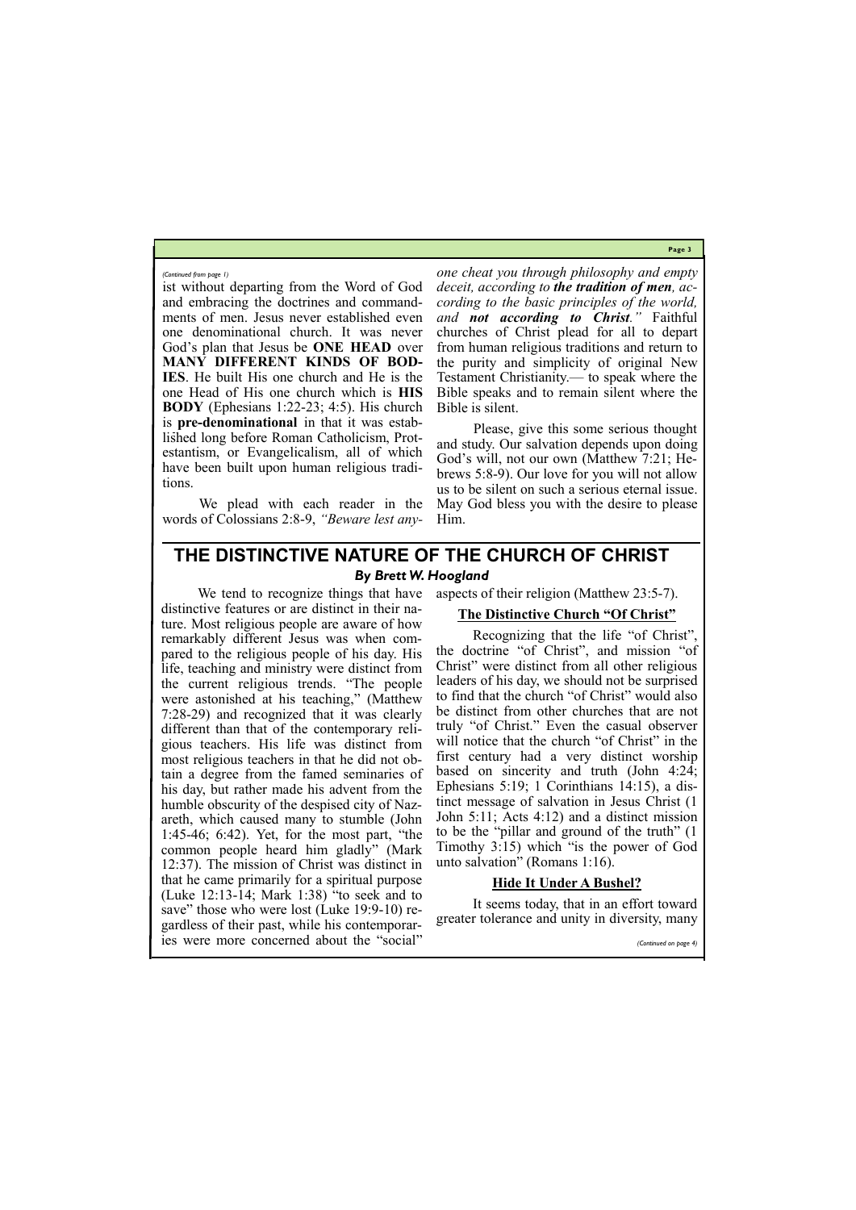*(Continued from page 1)*

ist without departing from the Word of God and embracing the doctrines and commandments of men. Jesus never established even one denominational church. It was never God's plan that Jesus be **ONE HEAD** over **MANY DIFFERENT KINDS OF BODIES**. He built His one church and He is the one Head of His one church which is **HIS BODY** (Ephesians 1:22-23; 4:5). His church is **pre-denominational** in that it was established long before Roman Catholicism, Protestantism, or Evangelicalism, all of which have been built upon human religious traditions.

We plead with each reader in the words of Colossians 2:8-9, *"Beware lest anyone cheat you through philosophy and empty deceit, according to **the tradition of men**, according to the basic principles of the world, and **not according to Christ**."* Faithful churches of Christ plead for all to depart from human religious traditions and return to the purity and simplicity of original New Testament Christianity.— to speak where the Bible speaks and to remain silent where the Bible is silent.

Please, give this some serious thought and study. Our salvation depends upon doing God's will, not our own (Matthew 7:21; Hebrews 5:8-9). Our love for you will not allow us to be silent on such a serious eternal issue. May God bless you with the desire to please Him.

## THE DISTINCTIVE NATURE OF THE CHURCH OF CHRIST

***By Brett W. Hoogland***

We tend to recognize things that have distinctive features or are distinct in their nature. Most religious people are aware of how remarkably different Jesus was when compared to the religious people of his day. His life, teaching and ministry were distinct from the current religious trends. "The people were astonished at his teaching," (Matthew 7:28-29) and recognized that it was clearly different than that of the contemporary religious teachers. His life was distinct from most religious teachers in that he did not obtain a degree from the famed seminaries of his day, but rather made his advent from the humble obscurity of the despised city of Nazareth, which caused many to stumble (John 1:45-46; 6:42). Yet, for the most part, "the common people heard him gladly" (Mark 12:37). The mission of Christ was distinct in that he came primarily for a spiritual purpose (Luke 12:13-14; Mark 1:38) "to seek and to save" those who were lost (Luke 19:9-10) regardless of their past, while his contemporaries were more concerned about the "social" aspects of their religion (Matthew 23:5-7).

### The Distinctive Church "Of Christ"

Recognizing that the life "of Christ", the doctrine "of Christ", and mission "of Christ" were distinct from all other religious leaders of his day, we should not be surprised to find that the church "of Christ" would also be distinct from other churches that are not truly "of Christ." Even the casual observer will notice that the church "of Christ" in the first century had a very distinct worship based on sincerity and truth (John 4:24; Ephesians 5:19; 1 Corinthians 14:15), a distinct message of salvation in Jesus Christ (1 John 5:11; Acts 4:12) and a distinct mission to be the "pillar and ground of the truth" (1 Timothy 3:15) which "is the power of God unto salvation" (Romans 1:16).

### Hide It Under A Bushel?

It seems today, that in an effort toward greater tolerance and unity in diversity, many

*(Continued on page 4)*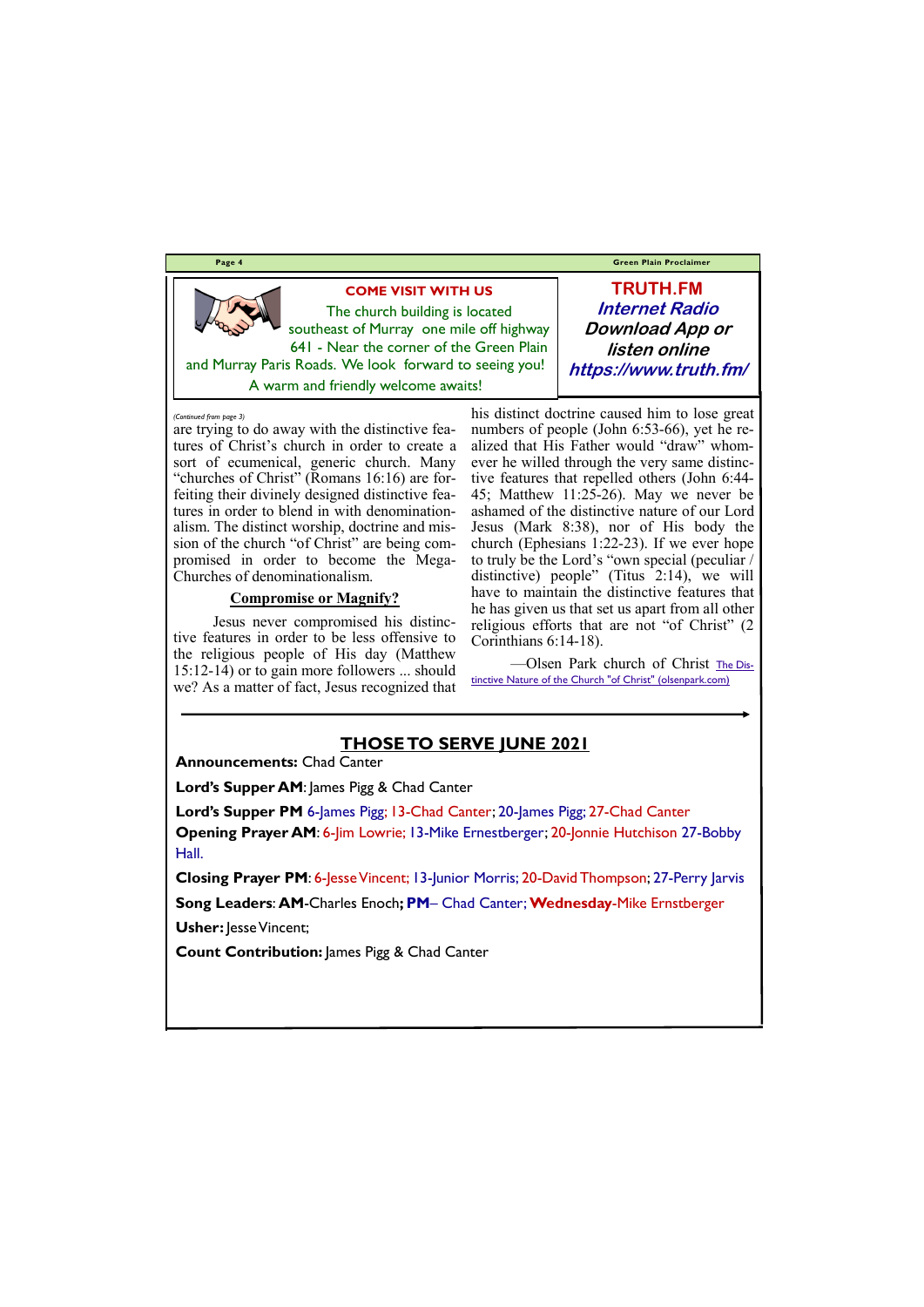## COME VISIT WITH US

The church building is located southeast of Murray one mile off highway 641 - Near the corner of the Green Plain and Murray Paris Roads. We look forward to seeing you!

A warm and friendly welcome awaits!

**TRUTH.FM**
***Internet Radio***
***Download App or listen online***
***https://www.truth.fm/***

*(Continued from page 3)*

are trying to do away with the distinctive features of Christ's church in order to create a sort of ecumenical, generic church. Many "churches of Christ" (Romans 16:16) are forfeiting their divinely designed distinctive features in order to blend in with denominationalism. The distinct worship, doctrine and mission of the church "of Christ" are being compromised in order to become the Mega-Churches of denominationalism.

**Compromise or Magnify?**

Jesus never compromised his distinctive features in order to be less offensive to the religious people of His day (Matthew 15:12-14) or to gain more followers ... should we? As a matter of fact, Jesus recognized that his distinct doctrine caused him to lose great numbers of people (John 6:53-66), yet he realized that His Father would "draw" whomever he willed through the very same distinctive features that repelled others (John 6:44-45; Matthew 11:25-26). May we never be ashamed of the distinctive nature of our Lord Jesus (Mark 8:38), nor of His body the church (Ephesians 1:22-23). If we ever hope to truly be the Lord's "own special (peculiar / distinctive) people" (Titus 2:14), we will have to maintain the distinctive features that he has given us that set us apart from all other religious efforts that are not "of Christ" (2 Corinthians 6:14-18).

—Olsen Park church of Christ The Distinctive Nature of the Church "of Christ" (olsenpark.com)

## THOSE TO SERVE JUNE 2021

**Announcements:** Chad Canter

**Lord's Supper AM**: James Pigg & Chad Canter

**Lord's Supper PM** 6-James Pigg; 13-Chad Canter; 20-James Pigg; 27-Chad Canter

**Opening Prayer AM**: 6-Jim Lowrie; 13-Mike Ernestberger; 20-Jonnie Hutchison 27-Bobby Hall.

**Closing Prayer PM**: 6-Jesse Vincent; 13-Junior Morris; 20-David Thompson; 27-Perry Jarvis

**Song Leaders**: **AM**-Charles Enoch; **PM**– Chad Canter; **Wednesday**-Mike Ernstberger

**Usher:** Jesse Vincent;

**Count Contribution:** James Pigg & Chad Canter